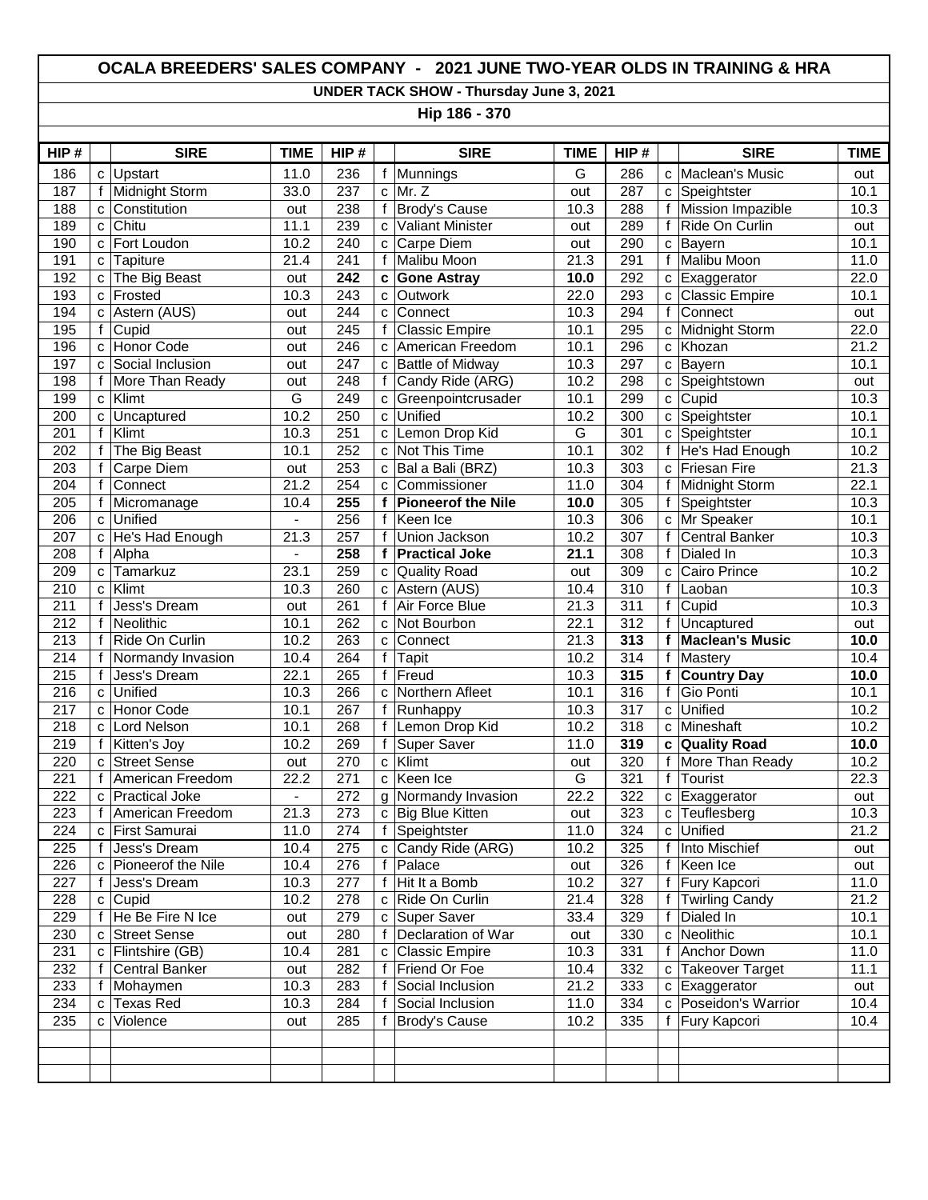# OCALA BREEDERS' SALES COMPANY - 2021 JUNE TWO-YEAR OLDS IN TRAINING & HRA

## UNDER TACK SHOW - Thursday June 3, 2021

### Hip 186 - 370

| HIP # | | SIRE | TIME | HIP # | | SIRE | TIME | HIP # | | SIRE | TIME |
|---|---|---|---|---|---|---|---|---|---|---|---|
| 186 | c | Upstart | 11.0 | 236 | f | Munnings | G | 286 | c | Maclean's Music | out |
| 187 | f | Midnight Storm | 33.0 | 237 | c | Mr. Z | out | 287 | c | Speightster | 10.1 |
| 188 | c | Constitution | out | 238 | f | Brody's Cause | 10.3 | 288 | f | Mission Impazible | 10.3 |
| 189 | c | Chitu | 11.1 | 239 | c | Valiant Minister | out | 289 | f | Ride On Curlin | out |
| 190 | c | Fort Loudon | 10.2 | 240 | c | Carpe Diem | out | 290 | c | Bayern | 10.1 |
| 191 | c | Tapiture | 21.4 | 241 | f | Malibu Moon | 21.3 | 291 | f | Malibu Moon | 11.0 |
| 192 | c | The Big Beast | out | **242** | **c** | **Gone Astray** | **10.0** | 292 | c | Exaggerator | 22.0 |
| 193 | c | Frosted | 10.3 | 243 | c | Outwork | 22.0 | 293 | c | Classic Empire | 10.1 |
| 194 | c | Astern (AUS) | out | 244 | c | Connect | 10.3 | 294 | f | Connect | out |
| 195 | f | Cupid | out | 245 | f | Classic Empire | 10.1 | 295 | c | Midnight Storm | 22.0 |
| 196 | c | Honor Code | out | 246 | c | American Freedom | 10.1 | 296 | c | Khozan | 21.2 |
| 197 | c | Social Inclusion | out | 247 | c | Battle of Midway | 10.3 | 297 | c | Bayern | 10.1 |
| 198 | f | More Than Ready | out | 248 | f | Candy Ride (ARG) | 10.2 | 298 | c | Speightstown | out |
| 199 | c | Klimt | G | 249 | c | Greenpointcrusader | 10.1 | 299 | c | Cupid | 10.3 |
| 200 | c | Uncaptured | 10.2 | 250 | c | Unified | 10.2 | 300 | c | Speightster | 10.1 |
| 201 | f | Klimt | 10.3 | 251 | c | Lemon Drop Kid | G | 301 | c | Speightster | 10.1 |
| 202 | f | The Big Beast | 10.1 | 252 | c | Not This Time | 10.1 | 302 | f | He's Had Enough | 10.2 |
| 203 | f | Carpe Diem | out | 253 | c | Bal a Bali (BRZ) | 10.3 | 303 | c | Friesan Fire | 21.3 |
| 204 | f | Connect | 21.2 | 254 | c | Commissioner | 11.0 | 304 | f | Midnight Storm | 22.1 |
| 205 | f | Micromanage | 10.4 | **255** | **f** | **Pioneerof the Nile** | **10.0** | 305 | f | Speightster | 10.3 |
| 206 | c | Unified | - | 256 | f | Keen Ice | 10.3 | 306 | c | Mr Speaker | 10.1 |
| 207 | c | He's Had Enough | 21.3 | 257 | f | Union Jackson | 10.2 | 307 | f | Central Banker | 10.3 |
| 208 | f | Alpha | - | **258** | **f** | **Practical Joke** | **21.1** | 308 | f | Dialed In | 10.3 |
| 209 | c | Tamarkuz | 23.1 | 259 | c | Quality Road | out | 309 | c | Cairo Prince | 10.2 |
| 210 | c | Klimt | 10.3 | 260 | c | Astern (AUS) | 10.4 | 310 | f | Laoban | 10.3 |
| 211 | f | Jess's Dream | out | 261 | f | Air Force Blue | 21.3 | 311 | f | Cupid | 10.3 |
| 212 | f | Neolithic | 10.1 | 262 | c | Not Bourbon | 22.1 | 312 | f | Uncaptured | out |
| 213 | f | Ride On Curlin | 10.2 | 263 | c | Connect | 21.3 | **313** | **f** | **Maclean's Music** | **10.0** |
| 214 | f | Normandy Invasion | 10.4 | 264 | f | Tapit | 10.2 | 314 | f | Mastery | 10.4 |
| 215 | f | Jess's Dream | 22.1 | 265 | f | Freud | 10.3 | **315** | **f** | **Country Day** | **10.0** |
| 216 | c | Unified | 10.3 | 266 | c | Northern Afleet | 10.1 | 316 | f | Gio Ponti | 10.1 |
| 217 | c | Honor Code | 10.1 | 267 | f | Runhappy | 10.3 | 317 | c | Unified | 10.2 |
| 218 | c | Lord Nelson | 10.1 | 268 | f | Lemon Drop Kid | 10.2 | 318 | c | Mineshaft | 10.2 |
| 219 | f | Kitten's Joy | 10.2 | 269 | f | Super Saver | 11.0 | **319** | **c** | **Quality Road** | **10.0** |
| 220 | c | Street Sense | out | 270 | c | Klimt | out | 320 | f | More Than Ready | 10.2 |
| 221 | f | American Freedom | 22.2 | 271 | c | Keen Ice | G | 321 | f | Tourist | 22.3 |
| 222 | c | Practical Joke | - | 272 | g | Normandy Invasion | 22.2 | 322 | c | Exaggerator | out |
| 223 | f | American Freedom | 21.3 | 273 | c | Big Blue Kitten | out | 323 | c | Teuflesberg | 10.3 |
| 224 | c | First Samurai | 11.0 | 274 | f | Speightster | 11.0 | 324 | c | Unified | 21.2 |
| 225 | f | Jess's Dream | 10.4 | 275 | c | Candy Ride (ARG) | 10.2 | 325 | f | Into Mischief | out |
| 226 | c | Pioneerof the Nile | 10.4 | 276 | f | Palace | out | 326 | f | Keen Ice | out |
| 227 | f | Jess's Dream | 10.3 | 277 | f | Hit It a Bomb | 10.2 | 327 | f | Fury Kapcori | 11.0 |
| 228 | c | Cupid | 10.2 | 278 | c | Ride On Curlin | 21.4 | 328 | f | Twirling Candy | 21.2 |
| 229 | f | He Be Fire N Ice | out | 279 | c | Super Saver | 33.4 | 329 | f | Dialed In | 10.1 |
| 230 | c | Street Sense | out | 280 | f | Declaration of War | out | 330 | c | Neolithic | 10.1 |
| 231 | c | Flintshire (GB) | 10.4 | 281 | c | Classic Empire | 10.3 | 331 | f | Anchor Down | 11.0 |
| 232 | f | Central Banker | out | 282 | f | Friend Or Foe | 10.4 | 332 | c | Takeover Target | 11.1 |
| 233 | f | Mohaymen | 10.3 | 283 | f | Social Inclusion | 21.2 | 333 | c | Exaggerator | out |
| 234 | c | Texas Red | 10.3 | 284 | f | Social Inclusion | 11.0 | 334 | c | Poseidon's Warrior | 10.4 |
| 235 | c | Violence | out | 285 | f | Brody's Cause | 10.2 | 335 | f | Fury Kapcori | 10.4 |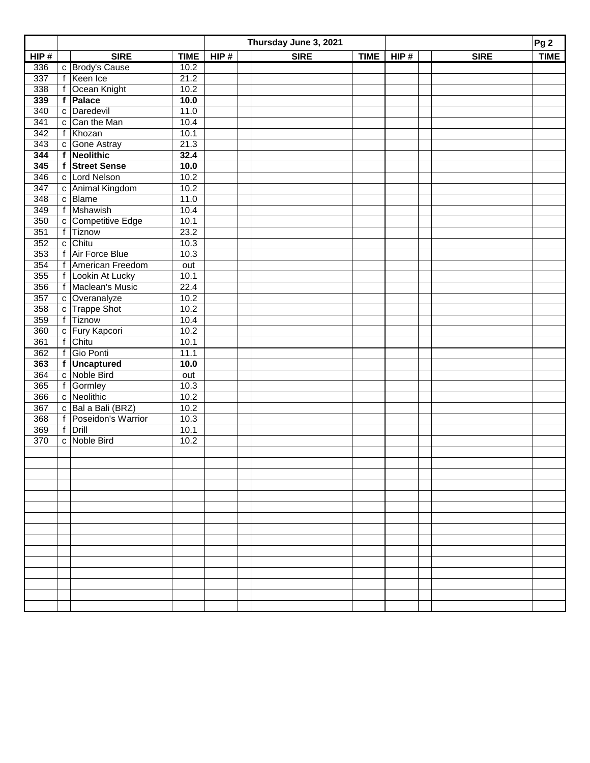## Thursday June 3, 2021

| HIP # | | SIRE | TIME | HIP # | | SIRE | TIME | HIP # | | SIRE | TIME |
|---|---|---|---|---|---|---|---|---|---|---|---|
| 336 | c | Brody's Cause | 10.2 | | | | | | | | |
| 337 | f | Keen Ice | 21.2 | | | | | | | | |
| 338 | f | Ocean Knight | 10.2 | | | | | | | | |
| **339** | **f** | **Palace** | **10.0** | | | | | | | | |
| 340 | c | Daredevil | 11.0 | | | | | | | | |
| 341 | c | Can the Man | 10.4 | | | | | | | | |
| 342 | f | Khozan | 10.1 | | | | | | | | |
| 343 | c | Gone Astray | 21.3 | | | | | | | | |
| **344** | **f** | **Neolithic** | **32.4** | | | | | | | | |
| **345** | **f** | **Street Sense** | **10.0** | | | | | | | | |
| 346 | c | Lord Nelson | 10.2 | | | | | | | | |
| 347 | c | Animal Kingdom | 10.2 | | | | | | | | |
| 348 | c | Blame | 11.0 | | | | | | | | |
| 349 | f | Mshawish | 10.4 | | | | | | | | |
| 350 | c | Competitive Edge | 10.1 | | | | | | | | |
| 351 | f | Tiznow | 23.2 | | | | | | | | |
| 352 | c | Chitu | 10.3 | | | | | | | | |
| 353 | f | Air Force Blue | 10.3 | | | | | | | | |
| 354 | f | American Freedom | out | | | | | | | | |
| 355 | f | Lookin At Lucky | 10.1 | | | | | | | | |
| 356 | f | Maclean's Music | 22.4 | | | | | | | | |
| 357 | c | Overanalyze | 10.2 | | | | | | | | |
| 358 | c | Trappe Shot | 10.2 | | | | | | | | |
| 359 | f | Tiznow | 10.4 | | | | | | | | |
| 360 | c | Fury Kapcori | 10.2 | | | | | | | | |
| 361 | f | Chitu | 10.1 | | | | | | | | |
| 362 | f | Gio Ponti | 11.1 | | | | | | | | |
| **363** | **f** | **Uncaptured** | **10.0** | | | | | | | | |
| 364 | c | Noble Bird | out | | | | | | | | |
| 365 | f | Gormley | 10.3 | | | | | | | | |
| 366 | c | Neolithic | 10.2 | | | | | | | | |
| 367 | c | Bal a Bali (BRZ) | 10.2 | | | | | | | | |
| 368 | f | Poseidon's Warrior | 10.3 | | | | | | | | |
| 369 | f | Drill | 10.1 | | | | | | | | |
| 370 | c | Noble Bird | 10.2 | | | | | | | | |